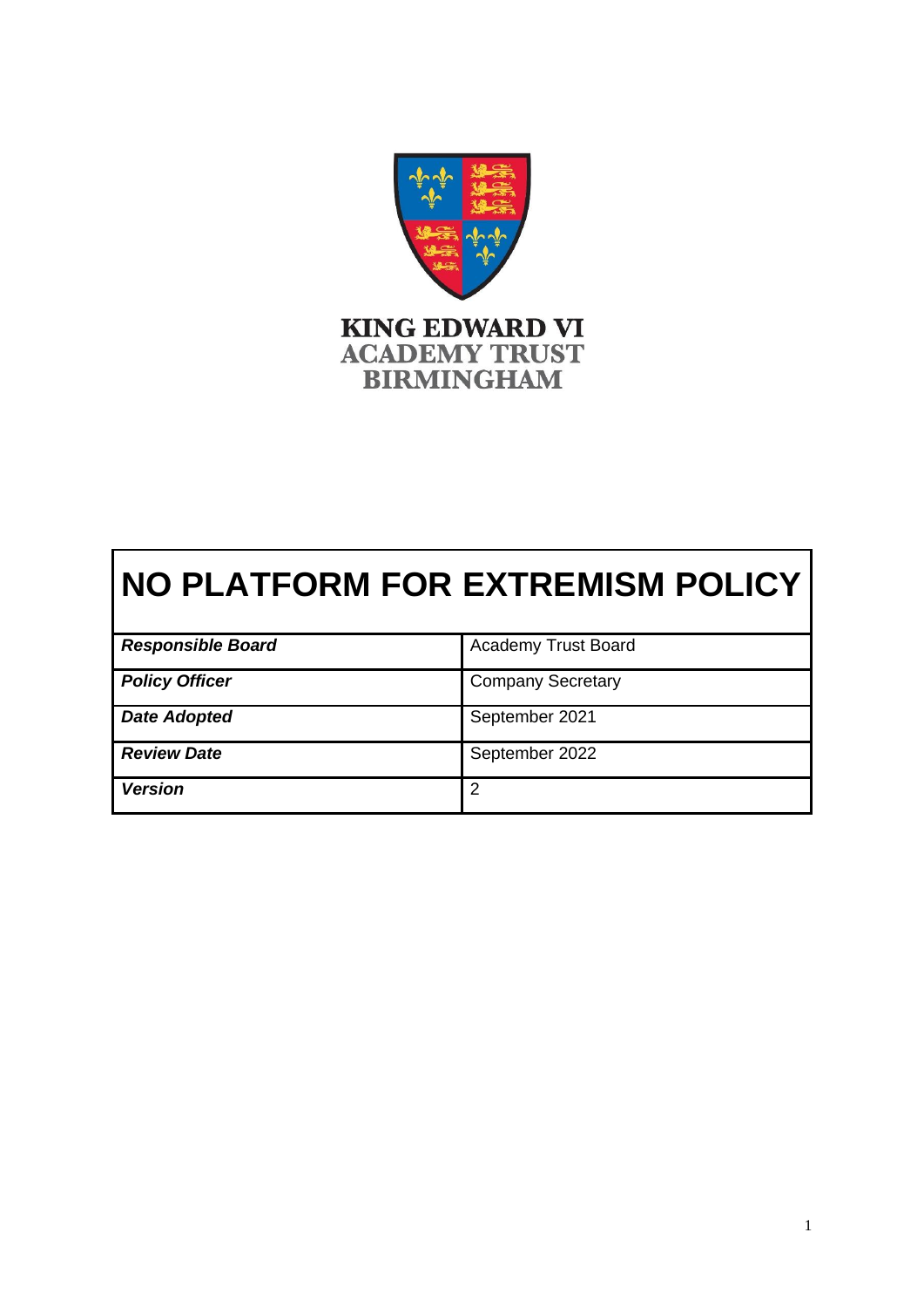KING EDWARD VI
ACADEMY TRUST
BIRMINGHAM

# NO PLATFORM FOR EXTREMISM POLICY

| | |
|---|---|
| ***Responsible Board*** | Academy Trust Board |
| ***Policy Officer*** | Company Secretary |
| ***Date Adopted*** | September 2021 |
| ***Review Date*** | September 2022 |
| ***Version*** | 2 |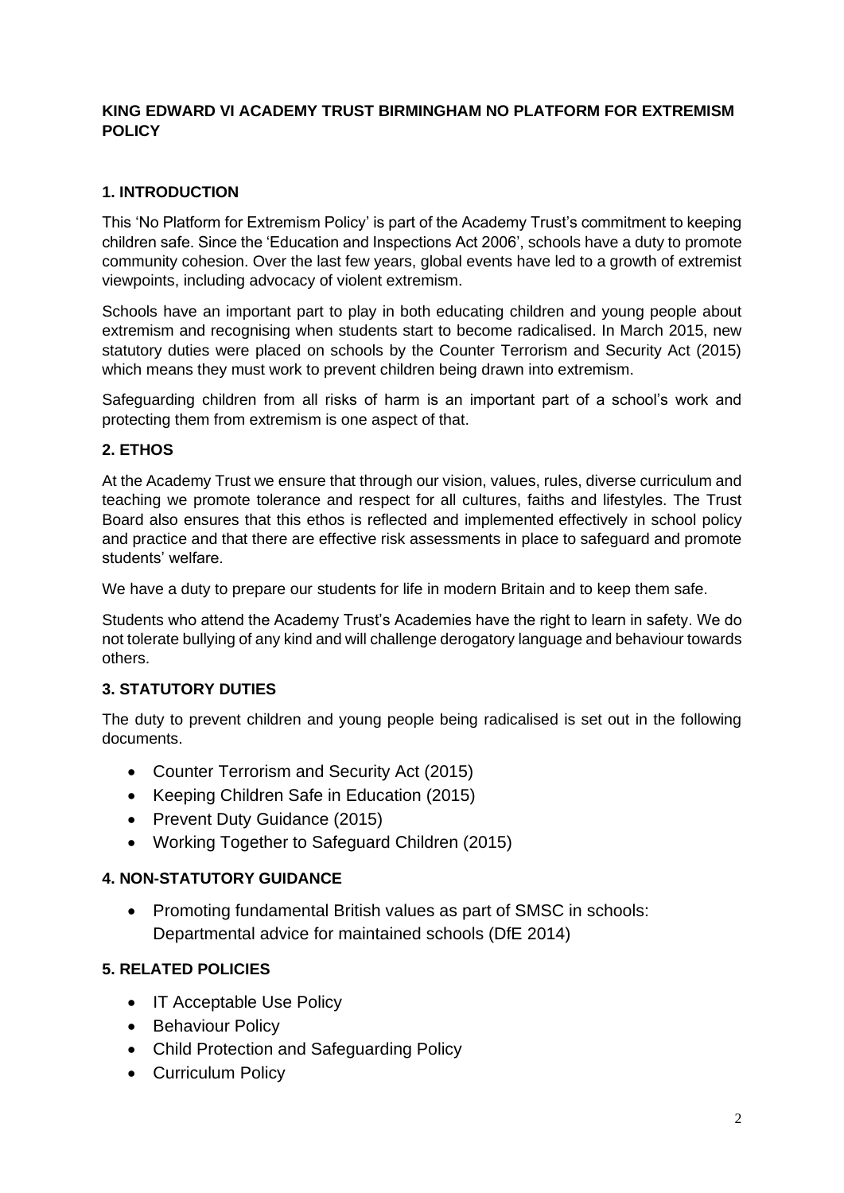**KING EDWARD VI ACADEMY TRUST BIRMINGHAM NO PLATFORM FOR EXTREMISM POLICY**

## 1. INTRODUCTION

This 'No Platform for Extremism Policy' is part of the Academy Trust's commitment to keeping children safe. Since the 'Education and Inspections Act 2006', schools have a duty to promote community cohesion. Over the last few years, global events have led to a growth of extremist viewpoints, including advocacy of violent extremism.

Schools have an important part to play in both educating children and young people about extremism and recognising when students start to become radicalised. In March 2015, new statutory duties were placed on schools by the Counter Terrorism and Security Act (2015) which means they must work to prevent children being drawn into extremism.

Safeguarding children from all risks of harm is an important part of a school's work and protecting them from extremism is one aspect of that.

## 2. ETHOS

At the Academy Trust we ensure that through our vision, values, rules, diverse curriculum and teaching we promote tolerance and respect for all cultures, faiths and lifestyles. The Trust Board also ensures that this ethos is reflected and implemented effectively in school policy and practice and that there are effective risk assessments in place to safeguard and promote students' welfare.

We have a duty to prepare our students for life in modern Britain and to keep them safe.

Students who attend the Academy Trust's Academies have the right to learn in safety. We do not tolerate bullying of any kind and will challenge derogatory language and behaviour towards others.

## 3. STATUTORY DUTIES

The duty to prevent children and young people being radicalised is set out in the following documents.

- Counter Terrorism and Security Act (2015)
- Keeping Children Safe in Education (2015)
- Prevent Duty Guidance (2015)
- Working Together to Safeguard Children (2015)

## 4. NON-STATUTORY GUIDANCE

- Promoting fundamental British values as part of SMSC in schools: Departmental advice for maintained schools (DfE 2014)

## 5. RELATED POLICIES

- IT Acceptable Use Policy
- Behaviour Policy
- Child Protection and Safeguarding Policy
- Curriculum Policy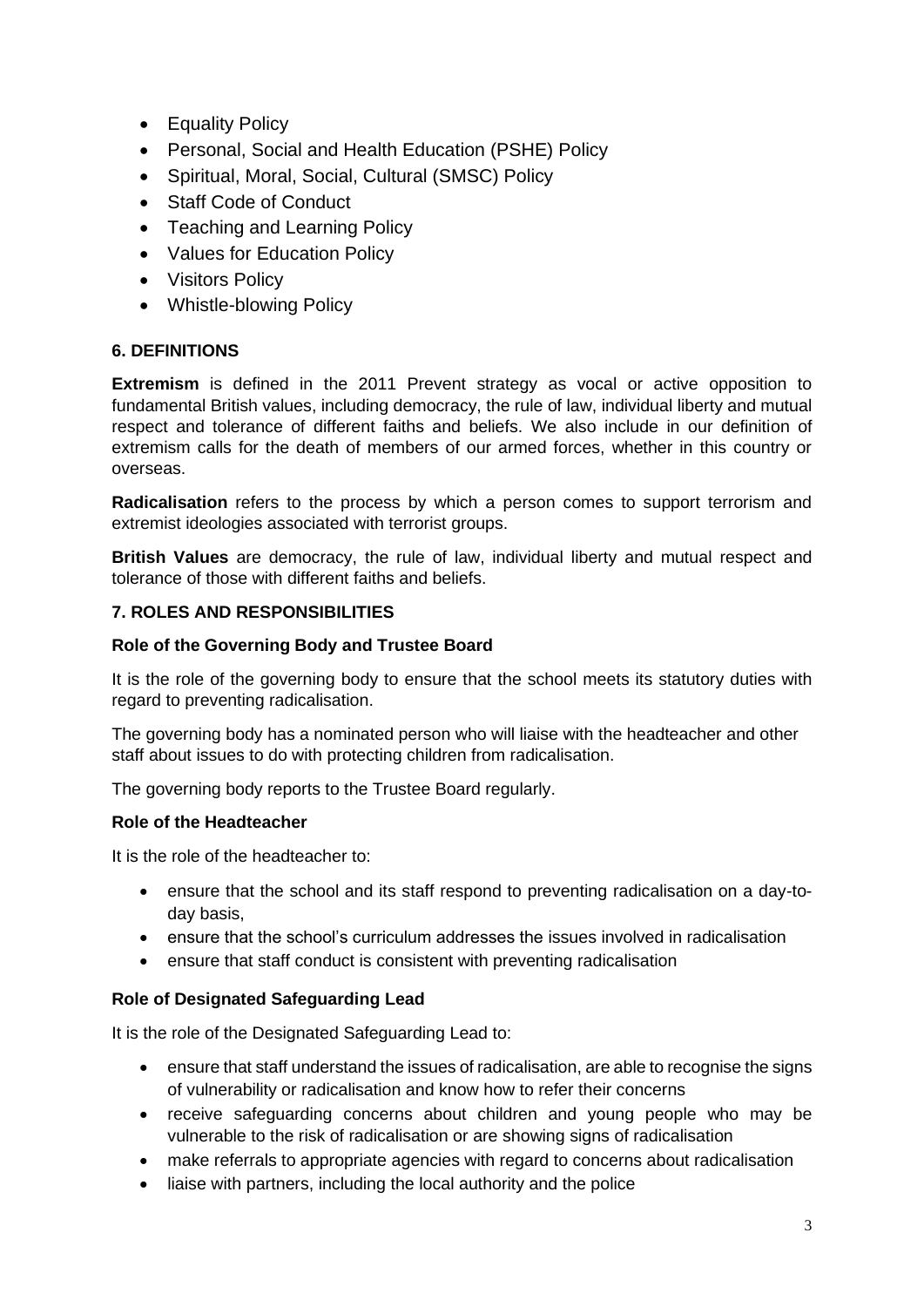- Equality Policy
- Personal, Social and Health Education (PSHE) Policy
- Spiritual, Moral, Social, Cultural (SMSC) Policy
- Staff Code of Conduct
- Teaching and Learning Policy
- Values for Education Policy
- Visitors Policy
- Whistle-blowing Policy

## 6. DEFINITIONS

**Extremism** is defined in the 2011 Prevent strategy as vocal or active opposition to fundamental British values, including democracy, the rule of law, individual liberty and mutual respect and tolerance of different faiths and beliefs. We also include in our definition of extremism calls for the death of members of our armed forces, whether in this country or overseas.

**Radicalisation** refers to the process by which a person comes to support terrorism and extremist ideologies associated with terrorist groups.

**British Values** are democracy, the rule of law, individual liberty and mutual respect and tolerance of those with different faiths and beliefs.

## 7. ROLES AND RESPONSIBILITIES

### Role of the Governing Body and Trustee Board

It is the role of the governing body to ensure that the school meets its statutory duties with regard to preventing radicalisation.

The governing body has a nominated person who will liaise with the headteacher and other staff about issues to do with protecting children from radicalisation.

The governing body reports to the Trustee Board regularly.

### Role of the Headteacher

It is the role of the headteacher to:

- ensure that the school and its staff respond to preventing radicalisation on a day-to-day basis,
- ensure that the school's curriculum addresses the issues involved in radicalisation
- ensure that staff conduct is consistent with preventing radicalisation

### Role of Designated Safeguarding Lead

It is the role of the Designated Safeguarding Lead to:

- ensure that staff understand the issues of radicalisation, are able to recognise the signs of vulnerability or radicalisation and know how to refer their concerns
- receive safeguarding concerns about children and young people who may be vulnerable to the risk of radicalisation or are showing signs of radicalisation
- make referrals to appropriate agencies with regard to concerns about radicalisation
- liaise with partners, including the local authority and the police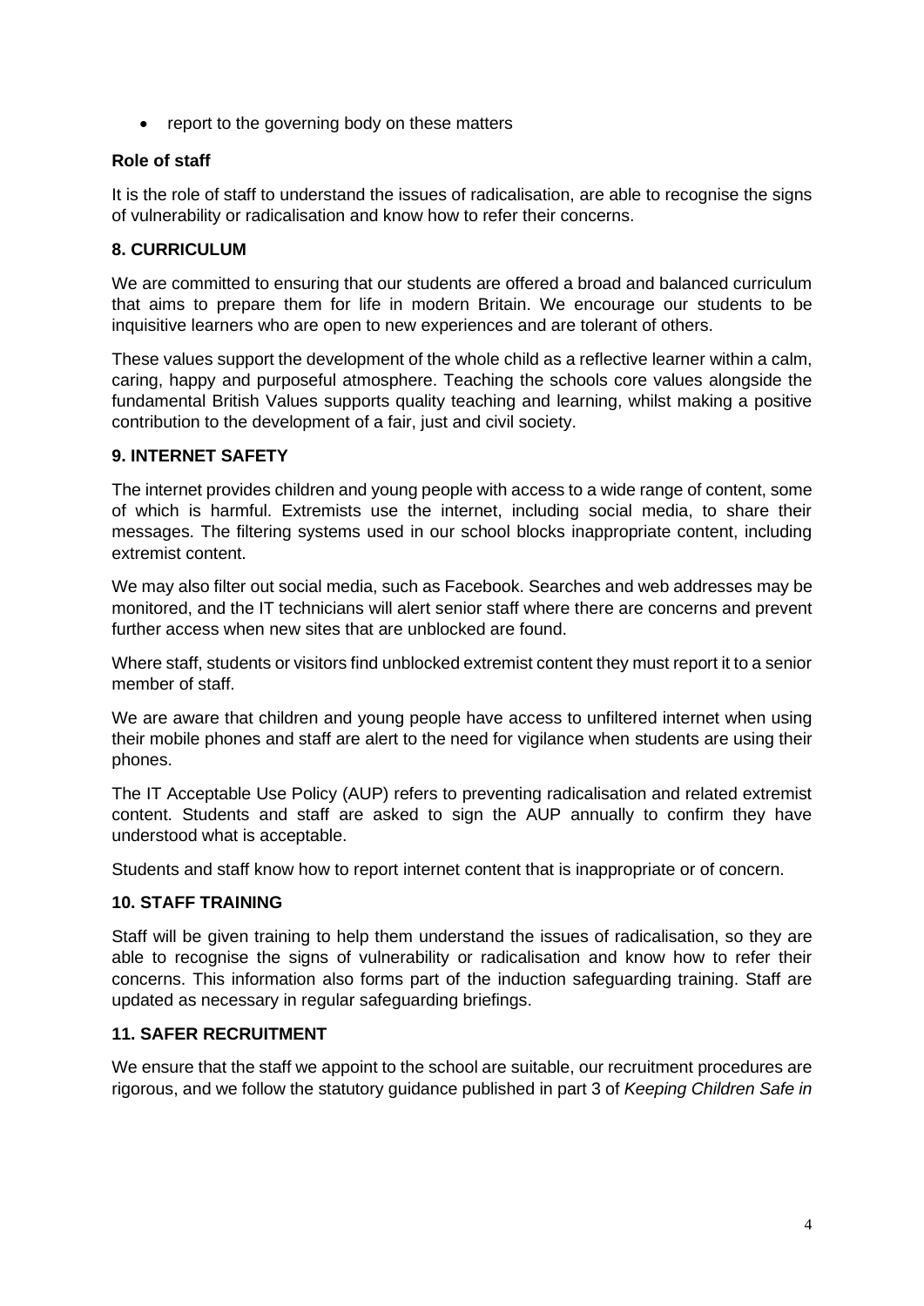- report to the governing body on these matters

**Role of staff**

It is the role of staff to understand the issues of radicalisation, are able to recognise the signs of vulnerability or radicalisation and know how to refer their concerns.

**8. CURRICULUM**

We are committed to ensuring that our students are offered a broad and balanced curriculum that aims to prepare them for life in modern Britain. We encourage our students to be inquisitive learners who are open to new experiences and are tolerant of others.

These values support the development of the whole child as a reflective learner within a calm, caring, happy and purposeful atmosphere. Teaching the schools core values alongside the fundamental British Values supports quality teaching and learning, whilst making a positive contribution to the development of a fair, just and civil society.

**9. INTERNET SAFETY**

The internet provides children and young people with access to a wide range of content, some of which is harmful. Extremists use the internet, including social media, to share their messages. The filtering systems used in our school blocks inappropriate content, including extremist content.

We may also filter out social media, such as Facebook. Searches and web addresses may be monitored, and the IT technicians will alert senior staff where there are concerns and prevent further access when new sites that are unblocked are found.

Where staff, students or visitors find unblocked extremist content they must report it to a senior member of staff.

We are aware that children and young people have access to unfiltered internet when using their mobile phones and staff are alert to the need for vigilance when students are using their phones.

The IT Acceptable Use Policy (AUP) refers to preventing radicalisation and related extremist content. Students and staff are asked to sign the AUP annually to confirm they have understood what is acceptable.

Students and staff know how to report internet content that is inappropriate or of concern.

**10. STAFF TRAINING**

Staff will be given training to help them understand the issues of radicalisation, so they are able to recognise the signs of vulnerability or radicalisation and know how to refer their concerns. This information also forms part of the induction safeguarding training. Staff are updated as necessary in regular safeguarding briefings.

**11. SAFER RECRUITMENT**

We ensure that the staff we appoint to the school are suitable, our recruitment procedures are rigorous, and we follow the statutory guidance published in part 3 of *Keeping Children Safe in*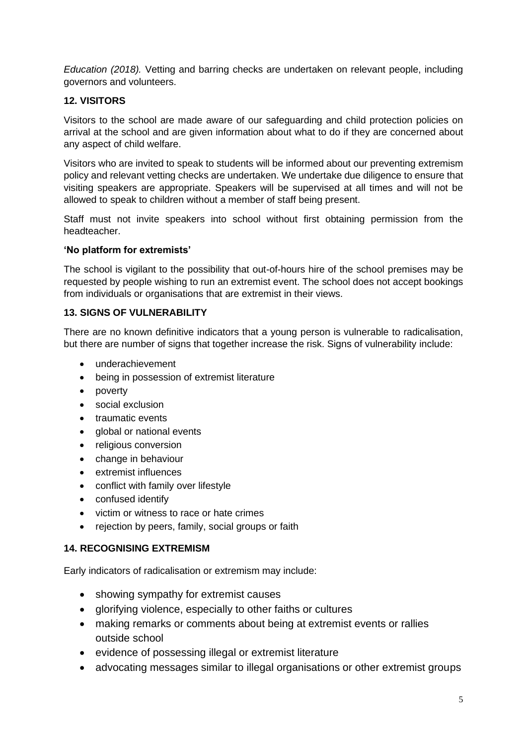*Education (2018).* Vetting and barring checks are undertaken on relevant people, including governors and volunteers.

## 12. VISITORS

Visitors to the school are made aware of our safeguarding and child protection policies on arrival at the school and are given information about what to do if they are concerned about any aspect of child welfare.

Visitors who are invited to speak to students will be informed about our preventing extremism policy and relevant vetting checks are undertaken. We undertake due diligence to ensure that visiting speakers are appropriate. Speakers will be supervised at all times and will not be allowed to speak to children without a member of staff being present.

Staff must not invite speakers into school without first obtaining permission from the headteacher.

### 'No platform for extremists'

The school is vigilant to the possibility that out-of-hours hire of the school premises may be requested by people wishing to run an extremist event. The school does not accept bookings from individuals or organisations that are extremist in their views.

## 13. SIGNS OF VULNERABILITY

There are no known definitive indicators that a young person is vulnerable to radicalisation, but there are number of signs that together increase the risk. Signs of vulnerability include:

- underachievement
- being in possession of extremist literature
- poverty
- social exclusion
- traumatic events
- global or national events
- religious conversion
- change in behaviour
- extremist influences
- conflict with family over lifestyle
- confused identify
- victim or witness to race or hate crimes
- rejection by peers, family, social groups or faith

## 14. RECOGNISING EXTREMISM

Early indicators of radicalisation or extremism may include:

- showing sympathy for extremist causes
- glorifying violence, especially to other faiths or cultures
- making remarks or comments about being at extremist events or rallies outside school
- evidence of possessing illegal or extremist literature
- advocating messages similar to illegal organisations or other extremist groups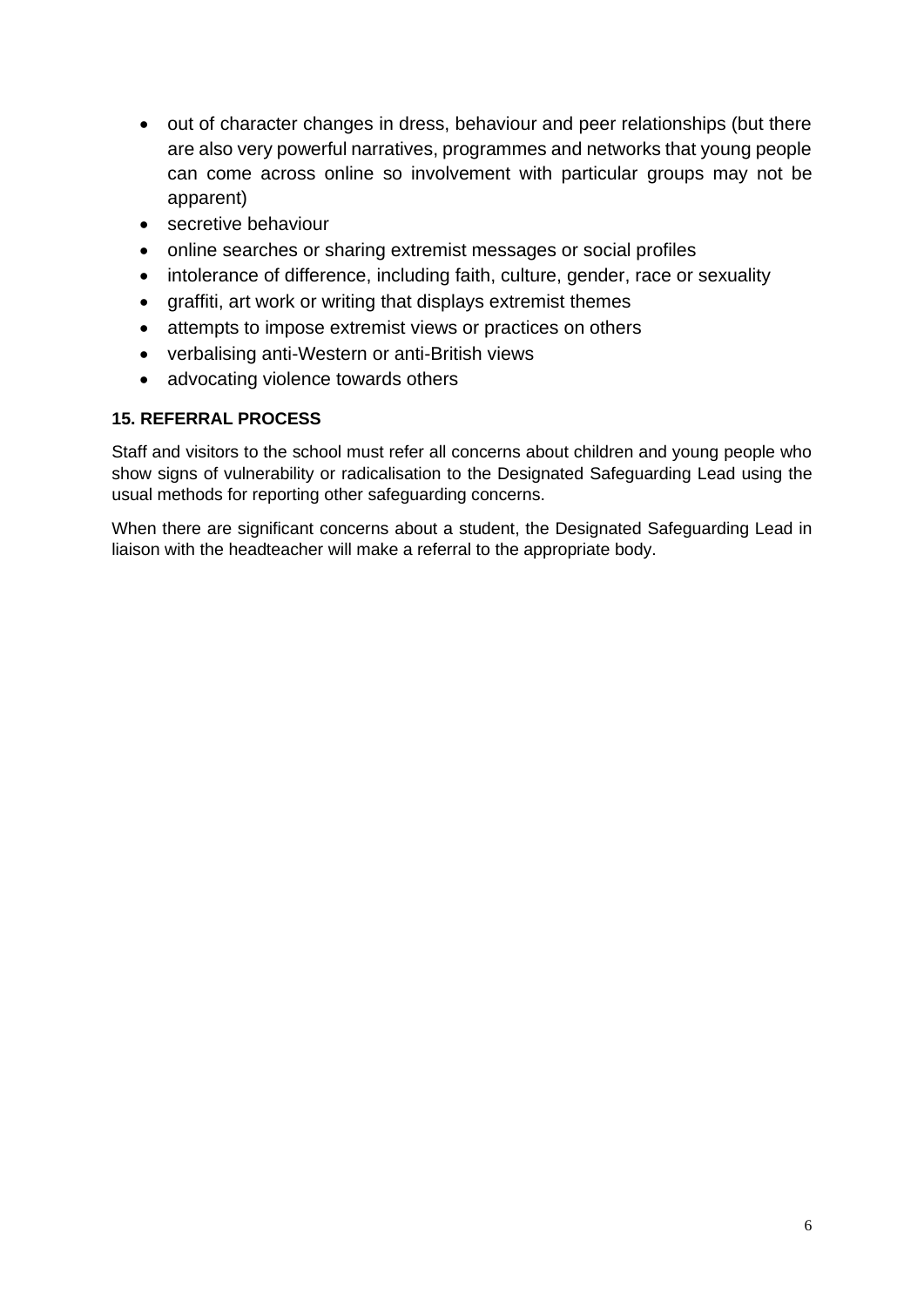- out of character changes in dress, behaviour and peer relationships (but there are also very powerful narratives, programmes and networks that young people can come across online so involvement with particular groups may not be apparent)
- secretive behaviour
- online searches or sharing extremist messages or social profiles
- intolerance of difference, including faith, culture, gender, race or sexuality
- graffiti, art work or writing that displays extremist themes
- attempts to impose extremist views or practices on others
- verbalising anti-Western or anti-British views
- advocating violence towards others

## 15. REFERRAL PROCESS

Staff and visitors to the school must refer all concerns about children and young people who show signs of vulnerability or radicalisation to the Designated Safeguarding Lead using the usual methods for reporting other safeguarding concerns.

When there are significant concerns about a student, the Designated Safeguarding Lead in liaison with the headteacher will make a referral to the appropriate body.